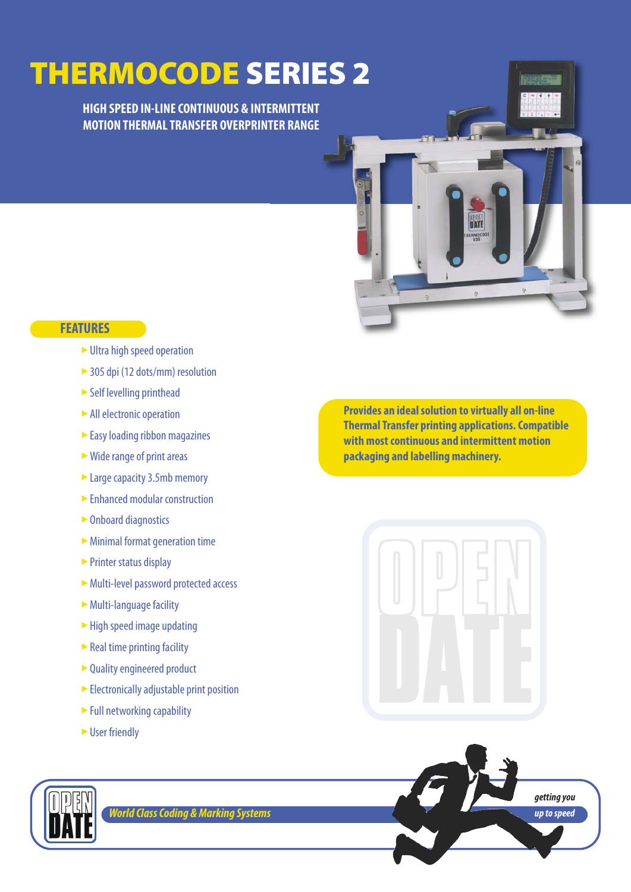# THERMOCODE SERIES 2

**HIGH SPEED IN-LINE CONTINUOUS & INTERMITTENT MOTION THERMAL TRANSFER OVERPRINTER RANGE**

## FEATURES

- Ultra high speed operation
- 305 dpi (12 dots/mm) resolution
- Self levelling printhead
- All electronic operation
- Easy loading ribbon magazines
- Wide range of print areas
- Large capacity 3.5mb memory
- Enhanced modular construction
- Onboard diagnostics
- Minimal format generation time
- Printer status display
- Multi-level password protected access
- Multi-language facility
- High speed image updating
- Real time printing facility
- Quality engineered product
- Electronically adjustable print position
- Full networking capability
- User friendly

**Provides an ideal solution to virtually all on-line Thermal Transfer printing applications. Compatible with most continuous and intermittent motion packaging and labelling machinery.**

OPEN DATE

*World Class Coding & Marking Systems*

*getting you up to speed*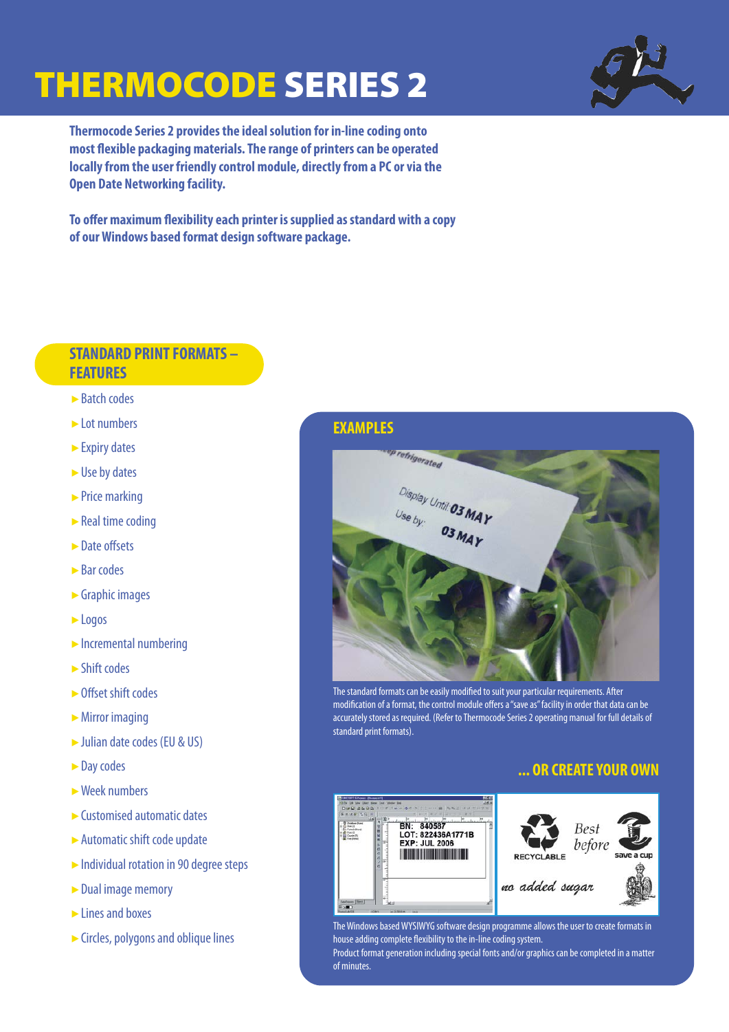# THERMOCODE SERIES 2

**Thermocode Series 2 provides the ideal solution for in-line coding onto most flexible packaging materials. The range of printers can be operated locally from the user friendly control module, directly from a PC or via the Open Date Networking facility.**

**To offer maximum flexibility each printer is supplied as standard with a copy of our Windows based format design software package.**

## STANDARD PRINT FORMATS – FEATURES

- Batch codes
- Lot numbers
- Expiry dates
- Use by dates
- Price marking
- Real time coding
- Date offsets
- Bar codes
- Graphic images
- Logos
- Incremental numbering
- Shift codes
- Offset shift codes
- Mirror imaging
- Julian date codes (EU & US)
- Day codes
- Week numbers
- Customised automatic dates
- Automatic shift code update
- Individual rotation in 90 degree steps
- Dual image memory
- Lines and boxes
- Circles, polygons and oblique lines

## EXAMPLES

The standard formats can be easily modified to suit your particular requirements. After modification of a format, the control module offers a "save as" facility in order that data can be accurately stored as required. (Refer to Thermocode Series 2 operating manual for full details of standard print formats).

## ... OR CREATE YOUR OWN

The Windows based WYSIWYG software design programme allows the user to create formats in house adding complete flexibility to the in-line coding system.
Product format generation including special fonts and/or graphics can be completed in a matter of minutes.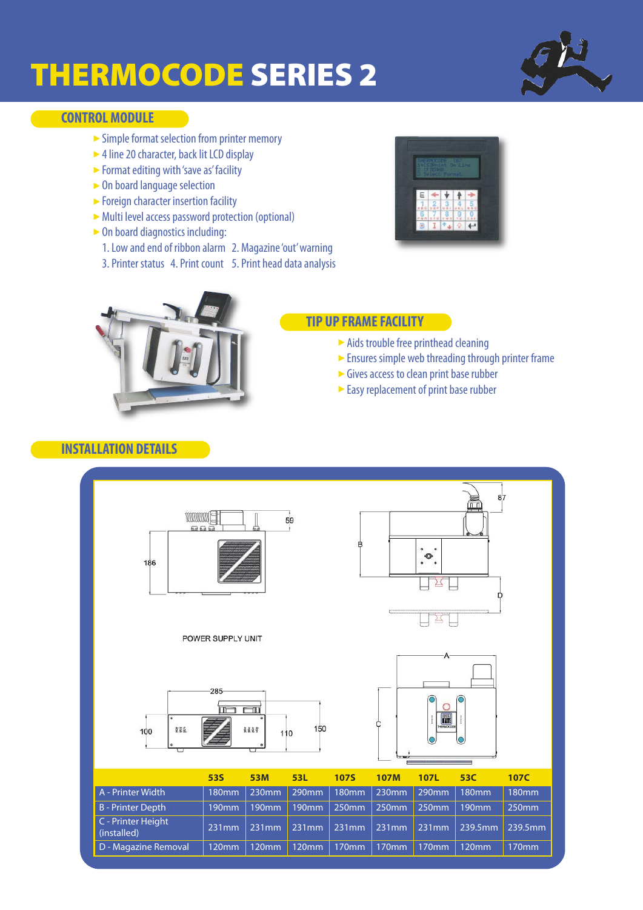# THERMOCODE SERIES 2

## CONTROL MODULE

- Simple format selection from printer memory
- 4 line 20 character, back lit LCD display
- Format editing with 'save as' facility
- On board language selection
- Foreign character insertion facility
- Multi level access password protection (optional)
- On board diagnostics including:

  1. Low and end of ribbon alarm 2. Magazine 'out' warning
  3. Printer status 4. Print count 5. Print head data analysis

## TIP UP FRAME FACILITY

- Aids trouble free printhead cleaning
- Ensures simple web threading through printer frame
- Gives access to clean print base rubber
- Easy replacement of print base rubber

## INSTALLATION DETAILS

POWER SUPPLY UNIT

|  | 53S | 53M | 53L | 107S | 107M | 107L | 53C | 107C |
|---|---|---|---|---|---|---|---|---|
| A - Printer Width | 180mm | 230mm | 290mm | 180mm | 230mm | 290mm | 180mm | 180mm |
| B - Printer Depth | 190mm | 190mm | 190mm | 250mm | 250mm | 250mm | 190mm | 250mm |
| C - Printer Height (installed) | 231mm | 231mm | 231mm | 231mm | 231mm | 231mm | 239.5mm | 239.5mm |
| D - Magazine Removal | 120mm | 120mm | 120mm | 170mm | 170mm | 170mm | 120mm | 170mm |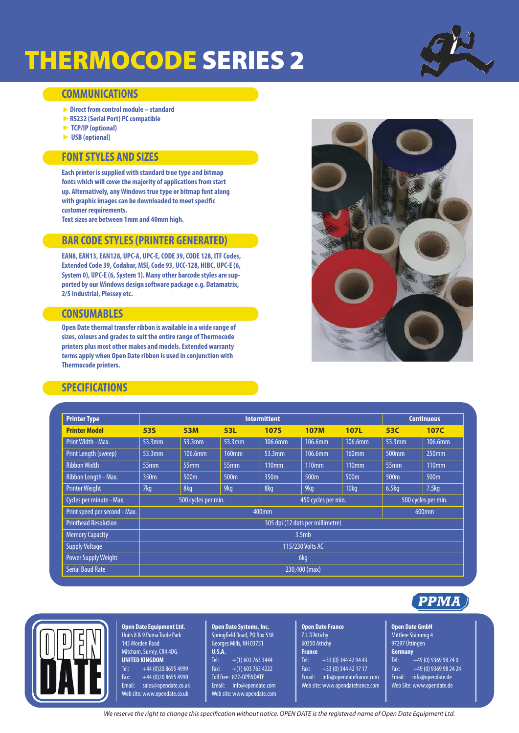# THERMOCODE SERIES 2

## COMMUNICATIONS

- Direct from control module – standard
- RS232 (Serial Port) PC compatible
- TCP/IP (optional)
- USB (optional)

## FONT STYLES AND SIZES

Each printer is supplied with standard true type and bitmap fonts which will cover the majority of applications from start up. Alternatively, any Windows true type or bitmap font along with graphic images can be downloaded to meet specific customer requirements.
Text sizes are between 1mm and 40mm high.

## BAR CODE STYLES (PRINTER GENERATED)

EAN8, EAN13, EAN128, UPC-A, UPC-E, CODE 39, CODE 128, ITF Codes, Extended Code 39, Codabar, MSI, Code 93, UCC-128, HIBC, UPC-E (6, System 0), UPC-E (6, System 1). Many other barcode styles are supported by our Windows design software package e.g. Datamatrix, 2/5 Industrial, Plessey etc.

## CONSUMABLES

Open Date thermal transfer ribbon is available in a wide range of sizes, colours and grades to suit the entire range of Thermocode printers plus most other makes and models. Extended warranty terms apply when Open Date ribbon is used in conjunction with Thermocode printers.

## SPECIFICATIONS

| Printer Type | Intermittent | | | | | | Continuous | |
|---|---|---|---|---|---|---|---|---|
| **Printer Model** | **53S** | **53M** | **53L** | **107S** | **107M** | **107L** | **53C** | **107C** |
| Print Width - Max. | 53.3mm | 53.3mm | 53.3mm | 106.6mm | 106.6mm | 106.6mm | 53.3mm | 106.6mm |
| Print Length (sweep) | 53.3mm | 106.6mm | 160mm | 53.3mm | 106.6mm | 160mm | 500mm | 250mm |
| Ribbon Width | 55mm | 55mm | 55mm | 110mm | 110mm | 110mm | 55mm | 110mm |
| Ribbon Length - Max. | 350m | 500m | 500m | 350m | 500m | 500m | 500m | 500m |
| Printer Weight | 7kg | 8kg | 9kg | 8kg | 9kg | 10kg | 6.5kg | 7.5kg |
| Cycles per minute - Max. | 500 cycles per min. | | | 450 cycles per min. | | | 500 cycles per min. | |
| Print speed per second - Max. | 400mm | | | | | | 600mm | |
| Printhead Resolution | 305 dpi (12 dots per millimetre) | | | | | | | |
| Memory Capacity | 3.5mb | | | | | | | |
| Supply Voltage | 115/230 Volts AC | | | | | | | |
| Power Supply Weight | 6kg | | | | | | | |
| Serial Baud Rate | 230,400 (max) | | | | | | | |

PPMA

**Open Date Equipment Ltd.**
Units 8 & 9 Puma Trade Park
145 Morden Road
Mitcham, Surrey, CR4 4DG.
**UNITED KINGDOM**
Tel: +44 (0)20 8655 4999
Fax: +44 (0)20 8655 4990
Email: sales@opendate.co.uk
Web site: www.opendate.co.uk

**Open Date Systems, Inc.**
Springfield Road, PO Box 538
Georges Mills, NH 03751
**U.S.A.**
Tel: +(1) 603 763 3444
Fax: +(1) 603 763 4222
Toll free: 877-OPENDATE
Email: info@opendate.com
Web site: www.opendate.com

**Open Date France**
Z.I. D'Attichy
60350 Attichy
**France**
Tel: +33 (0) 344 42 94 43
Fax: +33 (0) 344 42 17 17
Email: info@opendatefrance.com
Web site: www.opendatefrance.com

**Open Date GmbH**
Mittlere Stämmig 4
97297 Üttingen
**Germany**
Tel: +49 (0) 9369 98 24 0
Fax: +49 (0) 9369 98 24 24
Email: info@opendate.de
Web Site: www.opendate.de

*We reserve the right to change this specification without notice. OPEN DATE is the registered name of Open Date Equipment Ltd.*